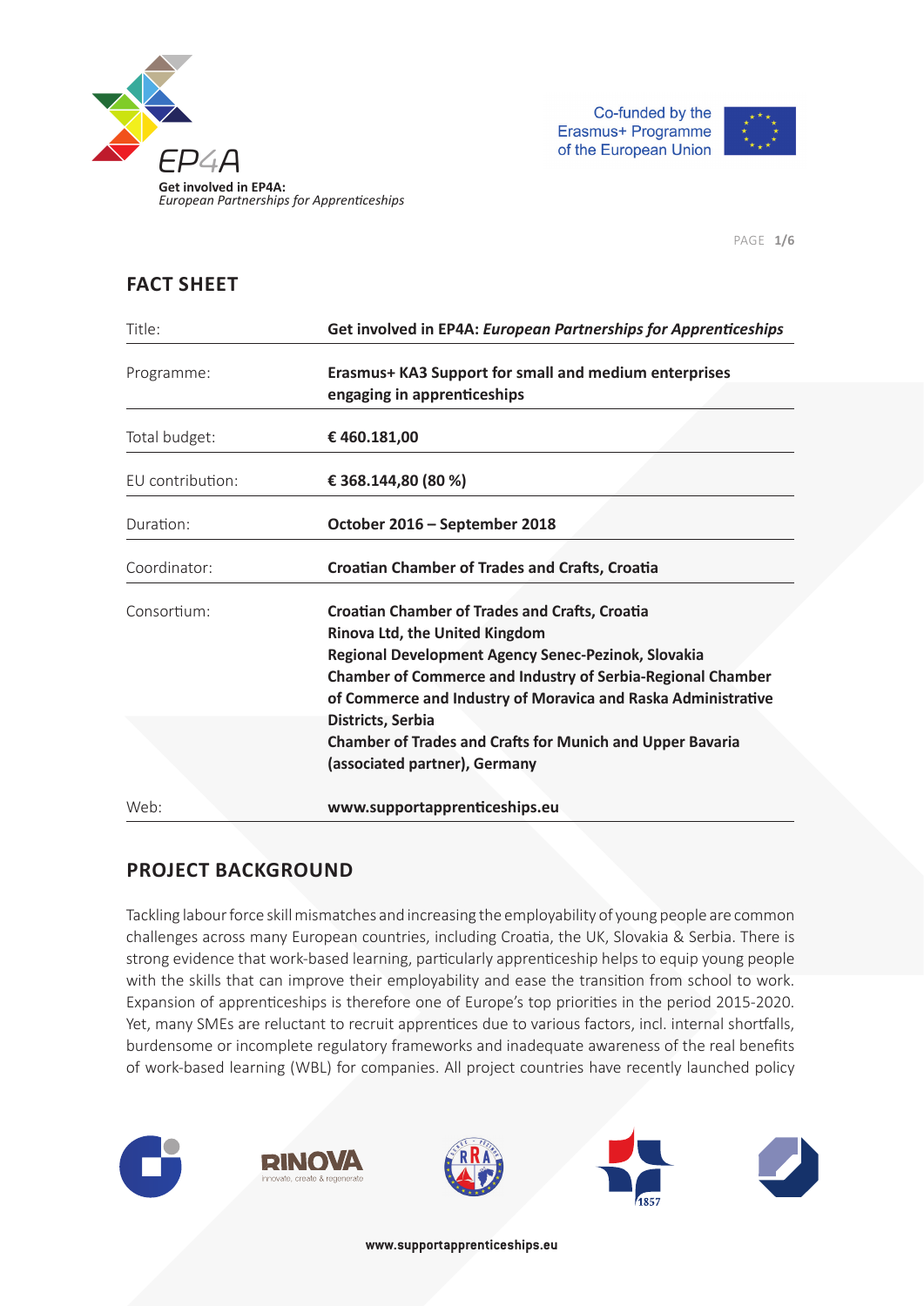Get involved in EP4A:
*European Partnerships for Apprenticeships*

Co-funded by the Erasmus+ Programme of the European Union

## FACT SHEET

| | |
|---|---|
| Title: | **Get involved in EP4A: *European Partnerships for Apprenticeships*** |
| Programme: | **Erasmus+ KA3 Support for small and medium enterprises engaging in apprenticeships** |
| Total budget: | **€ 460.181,00** |
| EU contribution: | **€ 368.144,80 (80 %)** |
| Duration: | **October 2016 – September 2018** |
| Coordinator: | **Croatian Chamber of Trades and Crafts, Croatia** |
| Consortium: | **Croatian Chamber of Trades and Crafts, Croatia**<br>**Rinova Ltd, the United Kingdom**<br>**Regional Development Agency Senec-Pezinok, Slovakia**<br>**Chamber of Commerce and Industry of Serbia-Regional Chamber of Commerce and Industry of Moravica and Raska Administrative Districts, Serbia**<br>**Chamber of Trades and Crafts for Munich and Upper Bavaria (associated partner), Germany** |
| Web: | **www.supportapprenticeships.eu** |

## PROJECT BACKGROUND

Tackling labour force skill mismatches and increasing the employability of young people are common challenges across many European countries, including Croatia, the UK, Slovakia & Serbia. There is strong evidence that work-based learning, particularly apprenticeship helps to equip young people with the skills that can improve their employability and ease the transition from school to work. Expansion of apprenticeships is therefore one of Europe's top priorities in the period 2015-2020. Yet, many SMEs are reluctant to recruit apprentices due to various factors, incl. internal shortfalls, burdensome or incomplete regulatory frameworks and inadequate awareness of the real benefits of work-based learning (WBL) for companies. All project countries have recently launched policy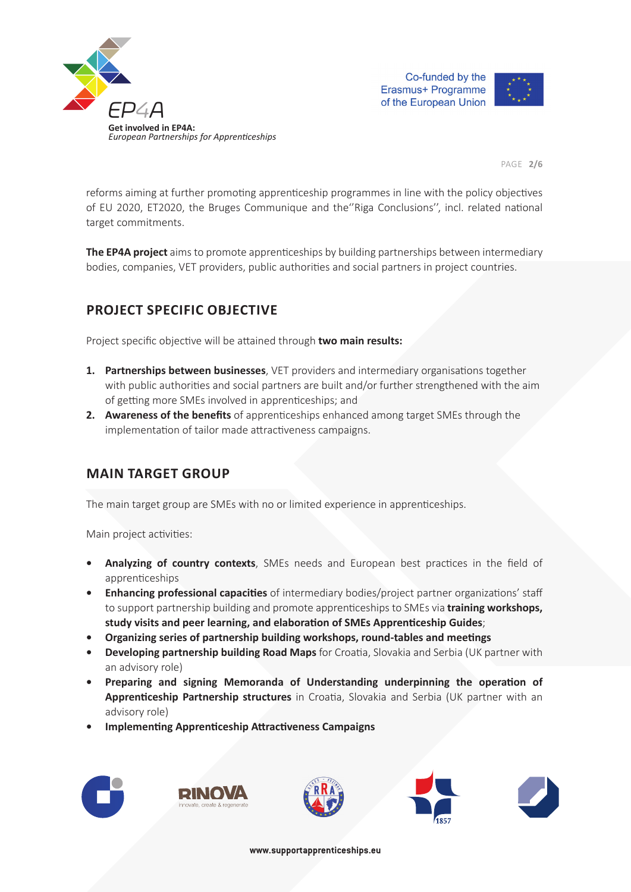reforms aiming at further promoting apprenticeship programmes in line with the policy objectives of EU 2020, ET2020, the Bruges Communique and the"Riga Conclusions", incl. related national target commitments.

**The EP4A project** aims to promote apprenticeships by building partnerships between intermediary bodies, companies, VET providers, public authorities and social partners in project countries.

## PROJECT SPECIFIC OBJECTIVE

Project specific objective will be attained through **two main results:**

1. **Partnerships between businesses**, VET providers and intermediary organisations together with public authorities and social partners are built and/or further strengthened with the aim of getting more SMEs involved in apprenticeships; and
2. **Awareness of the benefits** of apprenticeships enhanced among target SMEs through the implementation of tailor made attractiveness campaigns.

## MAIN TARGET GROUP

The main target group are SMEs with no or limited experience in apprenticeships.

Main project activities:

- **Analyzing of country contexts**, SMEs needs and European best practices in the field of apprenticeships
- **Enhancing professional capacities** of intermediary bodies/project partner organizations' staff to support partnership building and promote apprenticeships to SMEs via **training workshops, study visits and peer learning, and elaboration of SMEs Apprenticeship Guides**;
- **Organizing series of partnership building workshops, round-tables and meetings**
- **Developing partnership building Road Maps** for Croatia, Slovakia and Serbia (UK partner with an advisory role)
- **Preparing and signing Memoranda of Understanding underpinning the operation of Apprenticeship Partnership structures** in Croatia, Slovakia and Serbia (UK partner with an advisory role)
- **Implementing Apprenticeship Attractiveness Campaigns**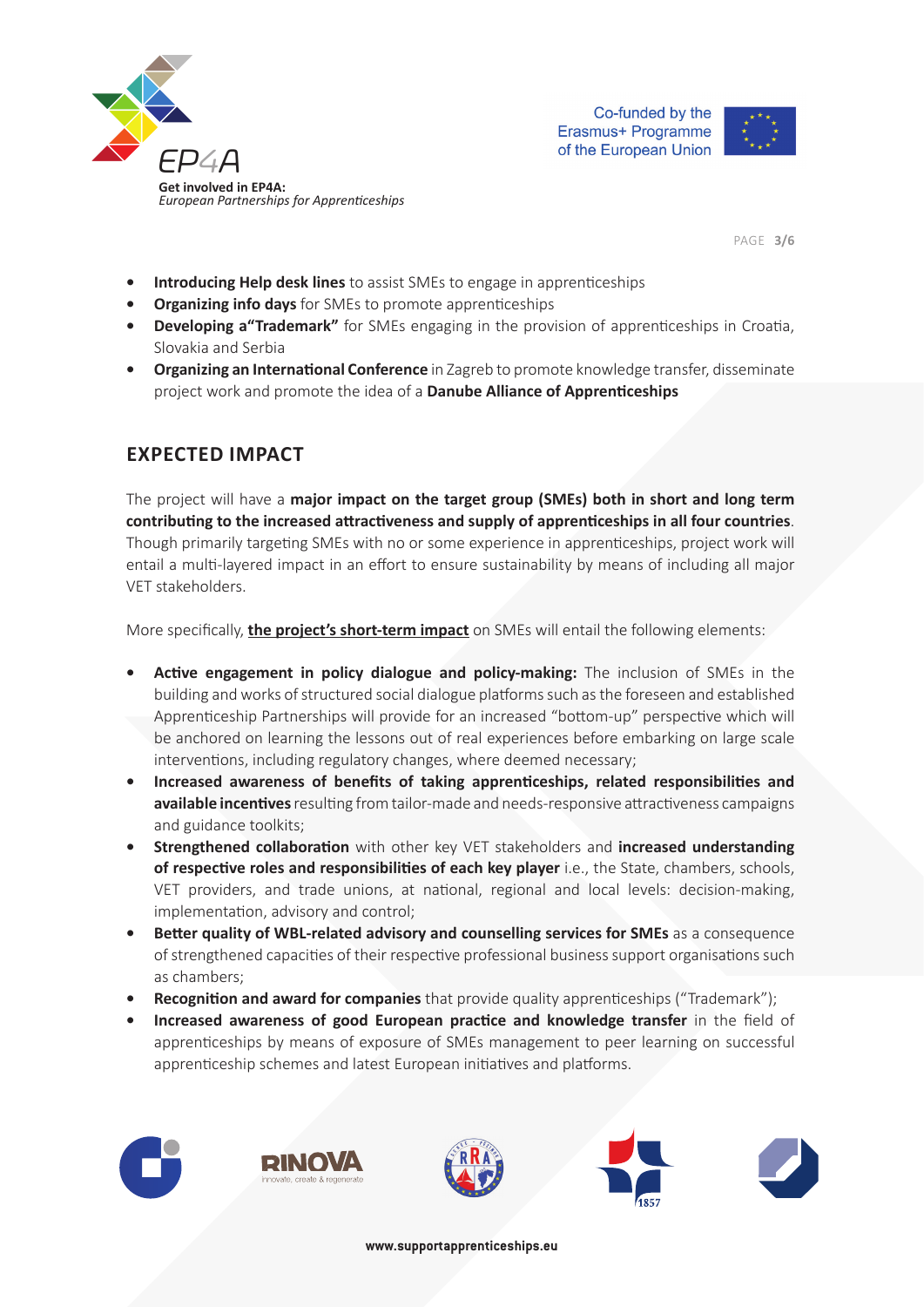- **Introducing Help desk lines** to assist SMEs to engage in apprenticeships
- **Organizing info days** for SMEs to promote apprenticeships
- **Developing a"Trademark"** for SMEs engaging in the provision of apprenticeships in Croatia, Slovakia and Serbia
- **Organizing an International Conference** in Zagreb to promote knowledge transfer, disseminate project work and promote the idea of a **Danube Alliance of Apprenticeships**

## EXPECTED IMPACT

The project will have a **major impact on the target group (SMEs) both in short and long term contributing to the increased attractiveness and supply of apprenticeships in all four countries**. Though primarily targeting SMEs with no or some experience in apprenticeships, project work will entail a multi-layered impact in an effort to ensure sustainability by means of including all major VET stakeholders.

More specifically, **the project's short-term impact** on SMEs will entail the following elements:

- **Active engagement in policy dialogue and policy-making:** The inclusion of SMEs in the building and works of structured social dialogue platforms such as the foreseen and established Apprenticeship Partnerships will provide for an increased "bottom-up" perspective which will be anchored on learning the lessons out of real experiences before embarking on large scale interventions, including regulatory changes, where deemed necessary;
- **Increased awareness of benefits of taking apprenticeships, related responsibilities and available incentives** resulting from tailor-made and needs-responsive attractiveness campaigns and guidance toolkits;
- **Strengthened collaboration** with other key VET stakeholders and **increased understanding of respective roles and responsibilities of each key player** i.e., the State, chambers, schools, VET providers, and trade unions, at national, regional and local levels: decision-making, implementation, advisory and control;
- **Better quality of WBL-related advisory and counselling services for SMEs** as a consequence of strengthened capacities of their respective professional business support organisations such as chambers;
- **Recognition and award for companies** that provide quality apprenticeships ("Trademark");
- **Increased awareness of good European practice and knowledge transfer** in the field of apprenticeships by means of exposure of SMEs management to peer learning on successful apprenticeship schemes and latest European initiatives and platforms.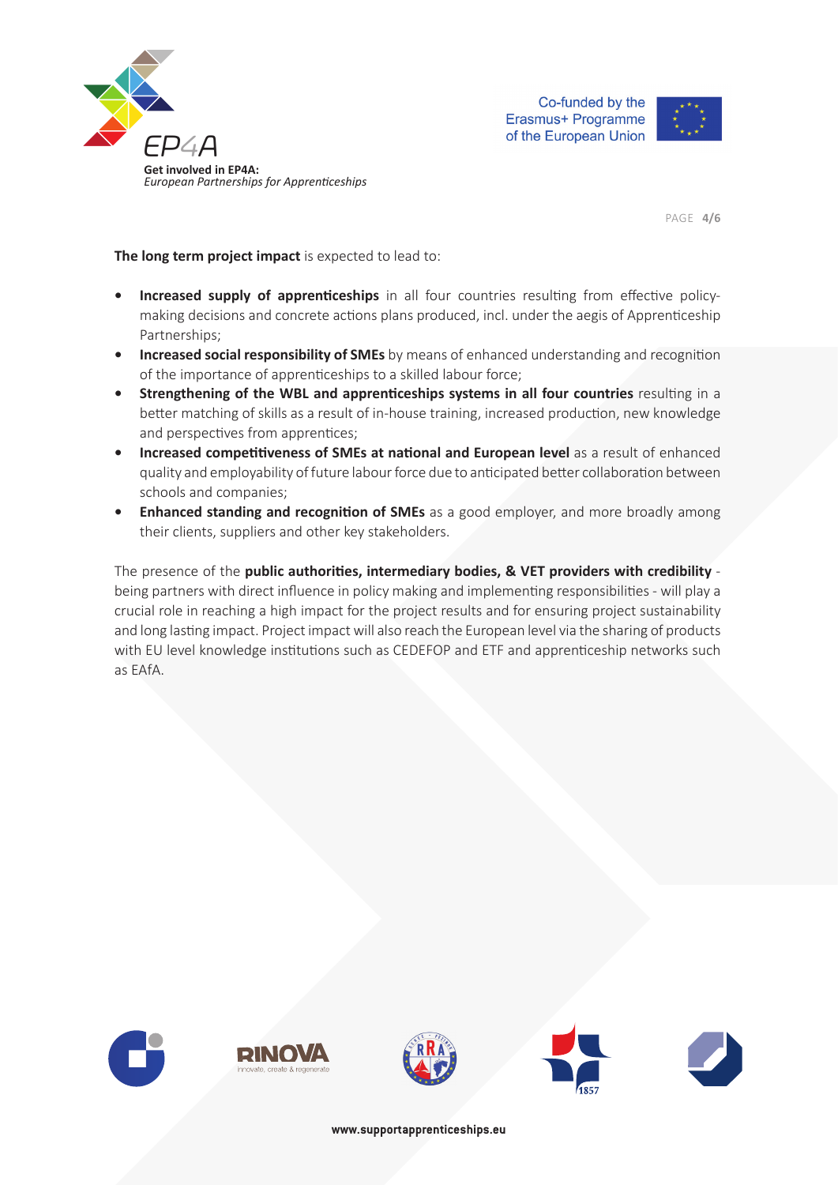**The long term project impact** is expected to lead to:

- **Increased supply of apprenticeships** in all four countries resulting from effective policy-making decisions and concrete actions plans produced, incl. under the aegis of Apprenticeship Partnerships;
- **Increased social responsibility of SMEs** by means of enhanced understanding and recognition of the importance of apprenticeships to a skilled labour force;
- **Strengthening of the WBL and apprenticeships systems in all four countries** resulting in a better matching of skills as a result of in-house training, increased production, new knowledge and perspectives from apprentices;
- **Increased competitiveness of SMEs at national and European level** as a result of enhanced quality and employability of future labour force due to anticipated better collaboration between schools and companies;
- **Enhanced standing and recognition of SMEs** as a good employer, and more broadly among their clients, suppliers and other key stakeholders.

The presence of the **public authorities, intermediary bodies, & VET providers with credibility** - being partners with direct influence in policy making and implementing responsibilities - will play a crucial role in reaching a high impact for the project results and for ensuring project sustainability and long lasting impact. Project impact will also reach the European level via the sharing of products with EU level knowledge institutions such as CEDEFOP and ETF and apprenticeship networks such as EAfA.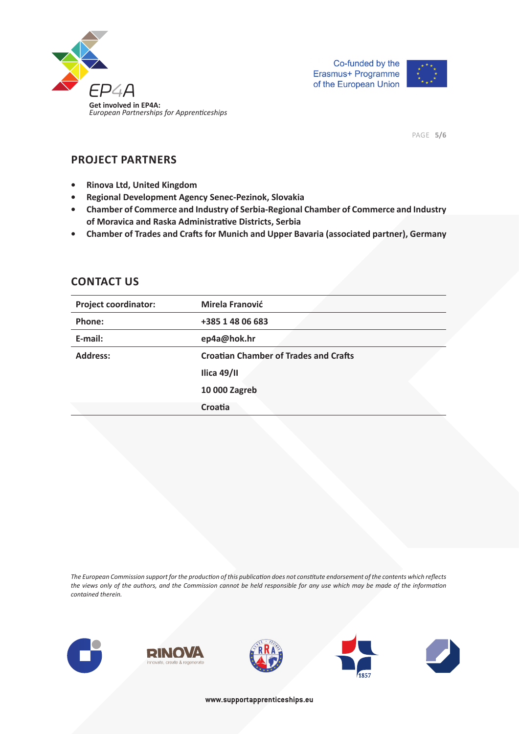## PROJECT PARTNERS

- **Rinova Ltd, United Kingdom**
- **Regional Development Agency Senec-Pezinok, Slovakia**
- **Chamber of Commerce and Industry of Serbia-Regional Chamber of Commerce and Industry of Moravica and Raska Administrative Districts, Serbia**
- **Chamber of Trades and Crafts for Munich and Upper Bavaria (associated partner), Germany**

## CONTACT US

| | |
|---|---|
| **Project coordinator:** | **Mirela Franović** |
| **Phone:** | **+385 1 48 06 683** |
| **E-mail:** | **ep4a@hok.hr** |
| **Address:** | **Croatian Chamber of Trades and Crafts** |
| | **Ilica 49/II** |
| | **10 000 Zagreb** |
| | **Croatia** |

*The European Commission support for the production of this publication does not constitute endorsement of the contents which reflects the views only of the authors, and the Commission cannot be held responsible for any use which may be made of the information contained therein.*

**www.supportapprenticeships.eu**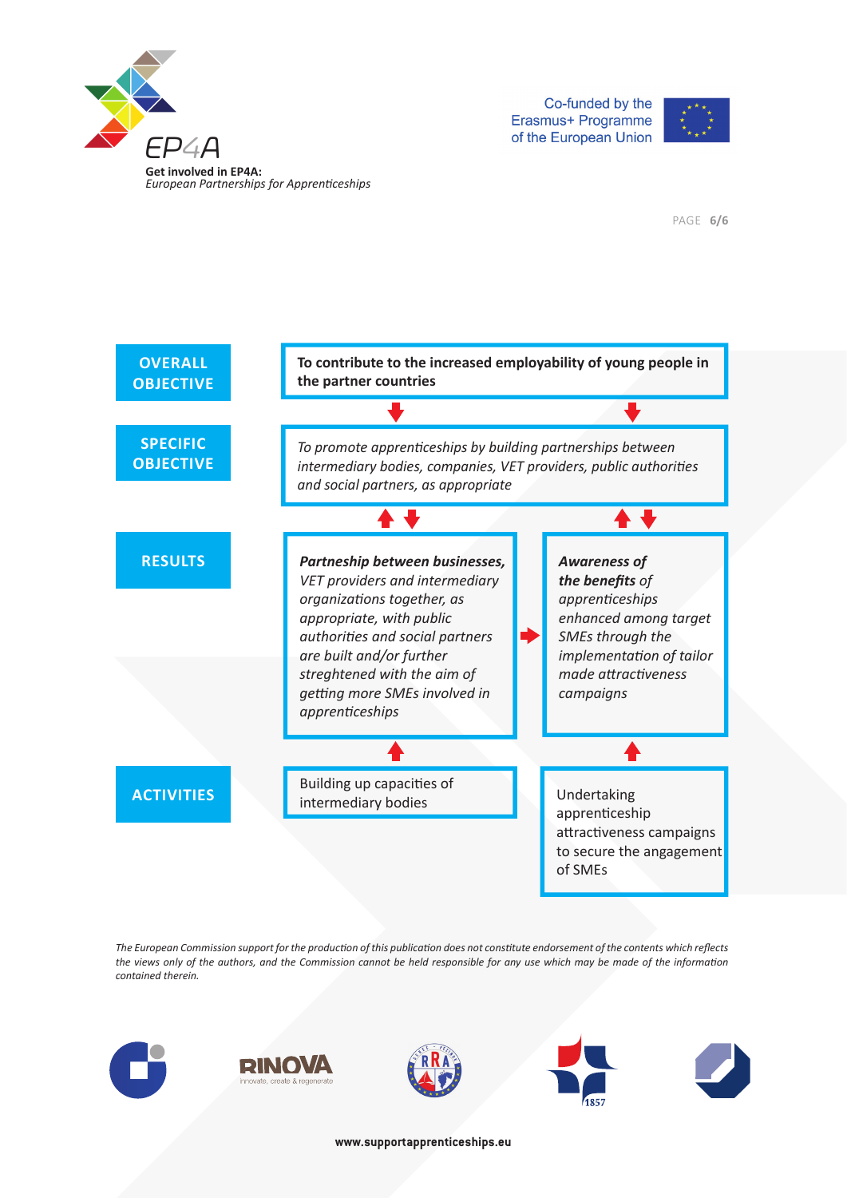Get involved in EP4A:
*European Partnerships for Apprenticeships*

Co-funded by the Erasmus+ Programme of the European Union

**OVERALL OBJECTIVE**

**To contribute to the increased employability of young people in the partner countries**

**SPECIFIC OBJECTIVE**

*To promote apprenticeships by building partnerships between intermediary bodies, companies, VET providers, public authorities and social partners, as appropriate*

**RESULTS**

***Partneship between businesses,*** *VET providers and intermediary organizations together, as appropriate, with public authorities and social partners are built and/or further streghtened with the aim of getting more SMEs involved in apprenticeships*

***Awareness of the benefits*** *of apprenticeships enhanced among target SMEs through the implementation of tailor made attractiveness campaigns*

**ACTIVITIES**

Building up capacities of intermediary bodies

Undertaking apprenticeship attractiveness campaigns to secure the angagement of SMEs

*The European Commission support for the production of this publication does not constitute endorsement of the contents which reflects the views only of the authors, and the Commission cannot be held responsible for any use which may be made of the information contained therein.*

RINOVA innovate, create & regenerate

www.supportapprenticeships.eu